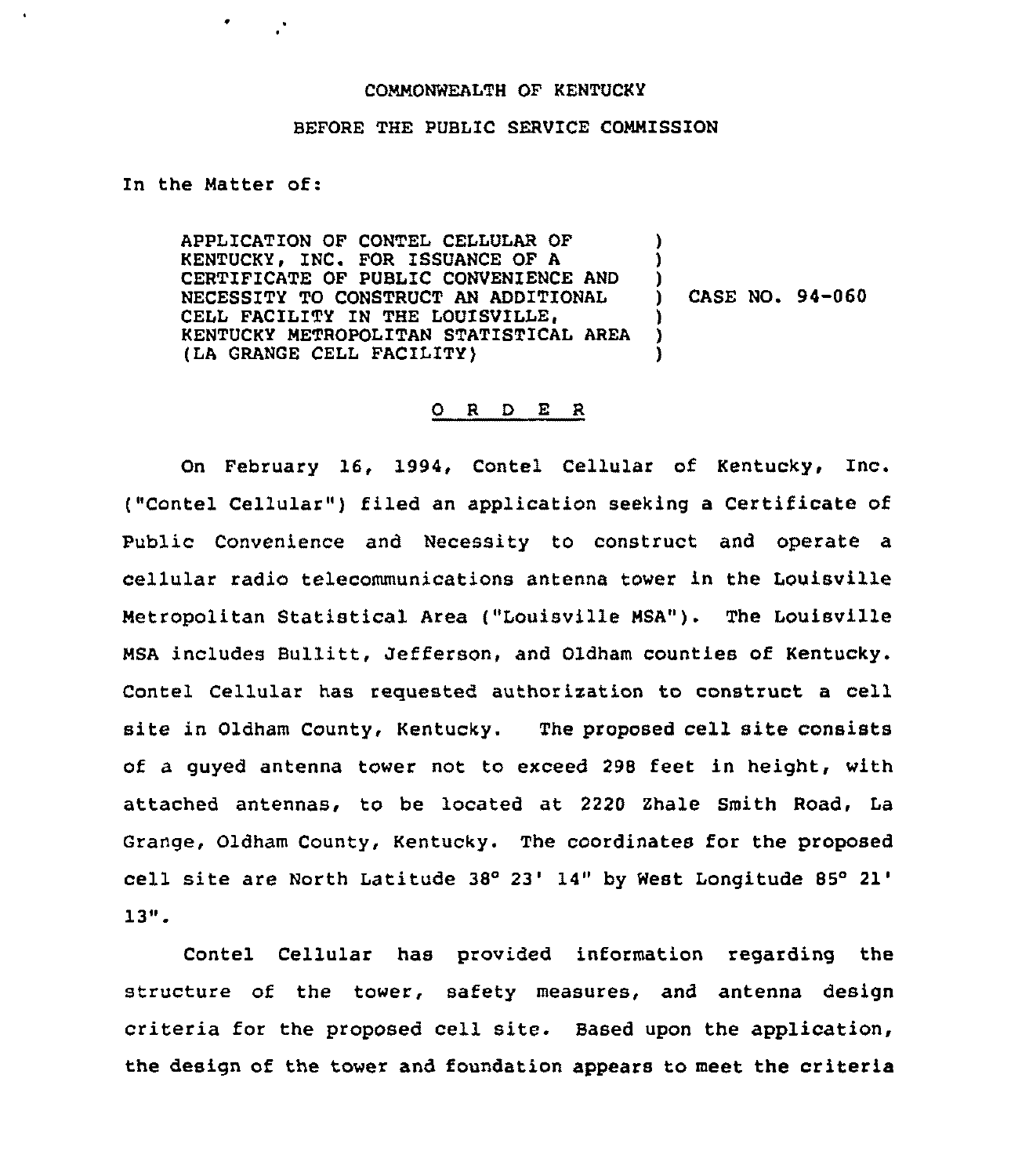COMMONWEALTH OF KENTUCKY

BEFORE THE PUBLIC SERVICE COMMISSION

In the Matter of:

| | | |
|---|---|---|
| APPLICATION OF CONTEL CELLULAR OF KENTUCKY, INC. FOR ISSUANCE OF A CERTIFICATE OF PUBLIC CONVENIENCE AND NECESSITY TO CONSTRUCT AN ADDITIONAL CELL FACILITY IN THE LOUISVILLE, KENTUCKY METROPOLITAN STATISTICAL AREA (LA GRANGE CELL FACILITY) | ) | CASE NO. 94-060 |

O R D E R

On February 16, 1994, Contel Cellular of Kentucky, Inc. ("Contel Cellular") filed an application seeking a Certificate of Public Convenience and Necessity to construct and operate a cellular radio telecommunications antenna tower in the Louisville Metropolitan Statistical Area ("Louisville MSA"). The Louisville MSA includes Bullitt, Jefferson, and Oldham counties of Kentucky. Contel Cellular has requested authorization to construct a cell site in Oldham County, Kentucky. The proposed cell site consists of a guyed antenna tower not to exceed 298 feet in height, with attached antennas, to be located at 2220 Zhale Smith Road, La Grange, Oldham County, Kentucky. The coordinates for the proposed cell site are North Latitude 38° 23' 14" by West Longitude 85° 21' 13".

Contel Cellular has provided information regarding the structure of the tower, safety measures, and antenna design criteria for the proposed cell site. Based upon the application, the design of the tower and foundation appears to meet the criteria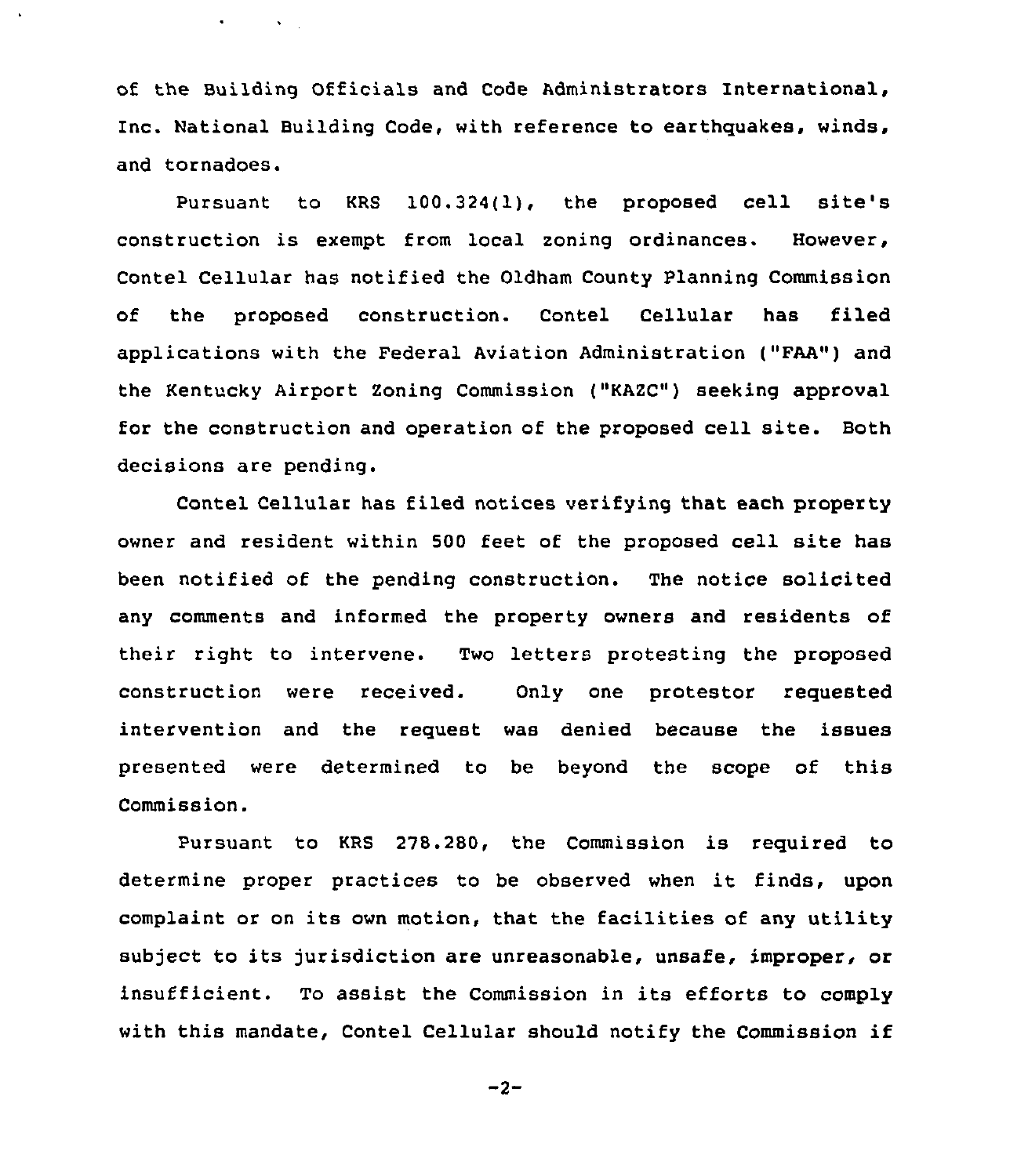of the Building Officials and Code Administrators International, Inc. National Building Code, with reference to earthquakes, winds, and tornadoes.

Pursuant to KRS 100.324(1), the proposed cell site's construction is exempt from local zoning ordinances. However, Contel Cellular has notified the Oldham County Planning Commission of the proposed construction. Contel Cellular has filed applications with the Federal Aviation Administration ("FAA") and the Kentucky Airport Zoning Commission ("KAZC") seeking approval for the construction and operation of the proposed cell site. Both decisions are pending.

Contel Cellular has filed notices verifying that each property owner and resident within 500 feet of the proposed cell site has been notified of the pending construction. The notice solicited any comments and informed the property owners and residents of their right to intervene. Two letters protesting the proposed construction were received. Only one protestor requested intervention and the request was denied because the issues presented were determined to be beyond the scope of this Commission.

Pursuant to KRS 278.280, the Commission is required to determine proper practices to be observed when it finds, upon complaint or on its own motion, that the facilities of any utility subject to its jurisdiction are unreasonable, unsafe, improper, or insufficient. To assist the Commission in its efforts to comply with this mandate, Contel Cellular should notify the Commission if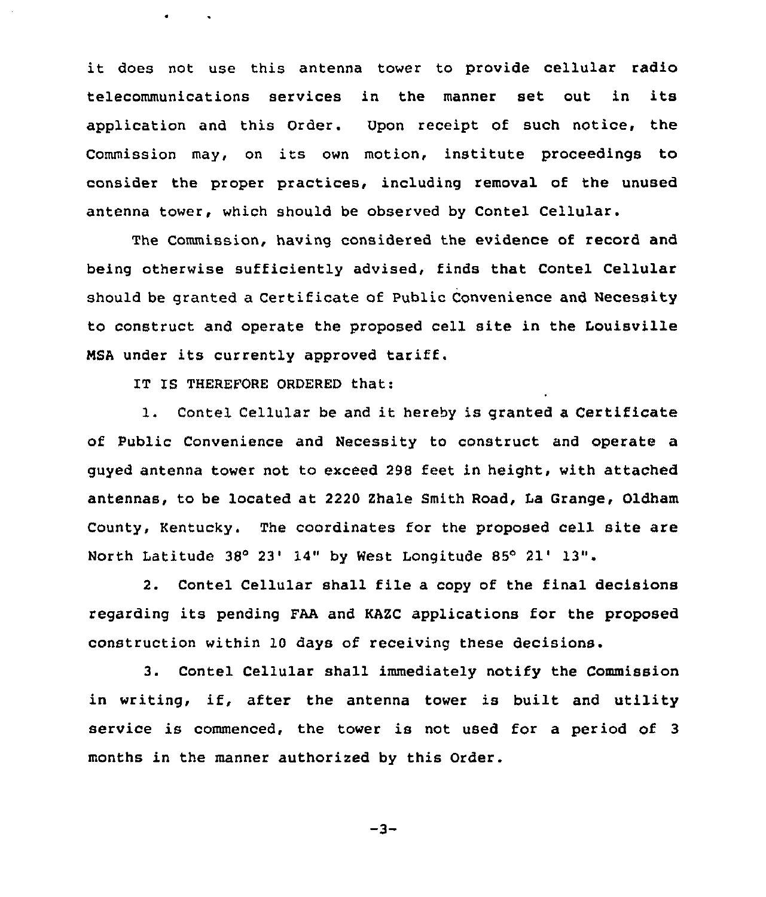it does not use this antenna tower to provide cellular radio telecommunications services in the manner set out in its application and this Order. Upon receipt of such notice, the Commission may, on its own motion, institute proceedings to consider the proper practices, including removal of the unused antenna tower, which should be observed by Contel Cellular.

The Commission, having considered the evidence of record and being otherwise sufficiently advised, finds that Contel Cellular should be granted a Certificate of Public Convenience and Necessity to construct and operate the proposed cell site in the Louisville MSA under its currently approved tariff.

IT IS THEREFORE ORDERED that:

1. Contel Cellular be and it hereby is granted a Certificate of Public Convenience and Necessity to construct and operate a guyed antenna tower not to exceed 298 feet in height, with attached antennas, to be located at 2220 Zhale Smith Road, La Grange, Oldham County, Kentucky. The coordinates for the proposed cell site are North Latitude 38° 23' 14" by West Longitude 85° 21' 13".

2. Contel Cellular shall file a copy of the final decisions regarding its pending FAA and KAZC applications for the proposed construction within 10 days of receiving these decisions.

3. Contel Cellular shall immediately notify the Commission in writing, if, after the antenna tower is built and utility service is commenced, the tower is not used for a period of 3 months in the manner authorized by this Order.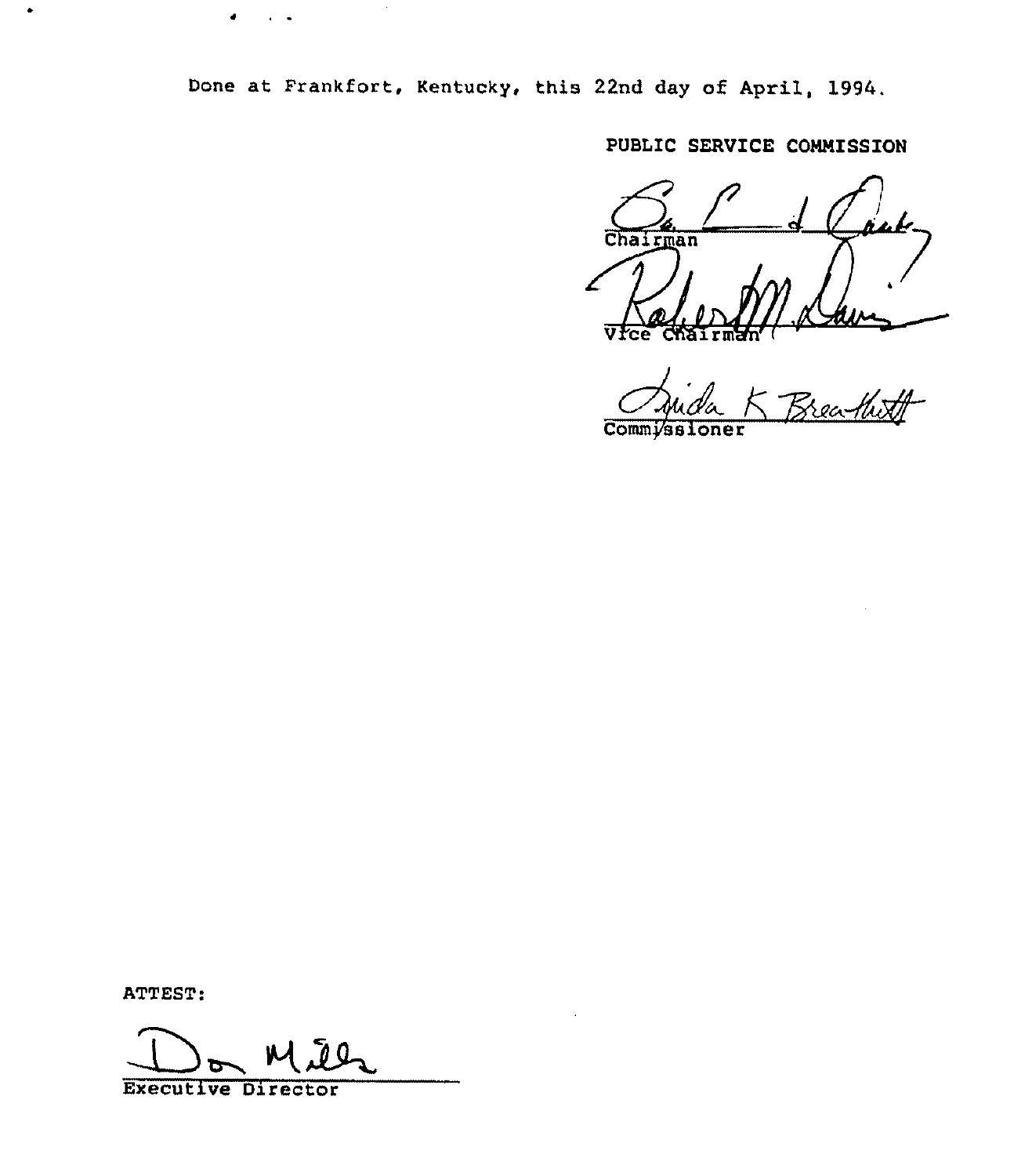Done at Frankfort, Kentucky, this 22nd day of April, 1994.

PUBLIC SERVICE COMMISSION

Chairman

Vice Chairman

Commissioner

ATTEST:

Executive Director